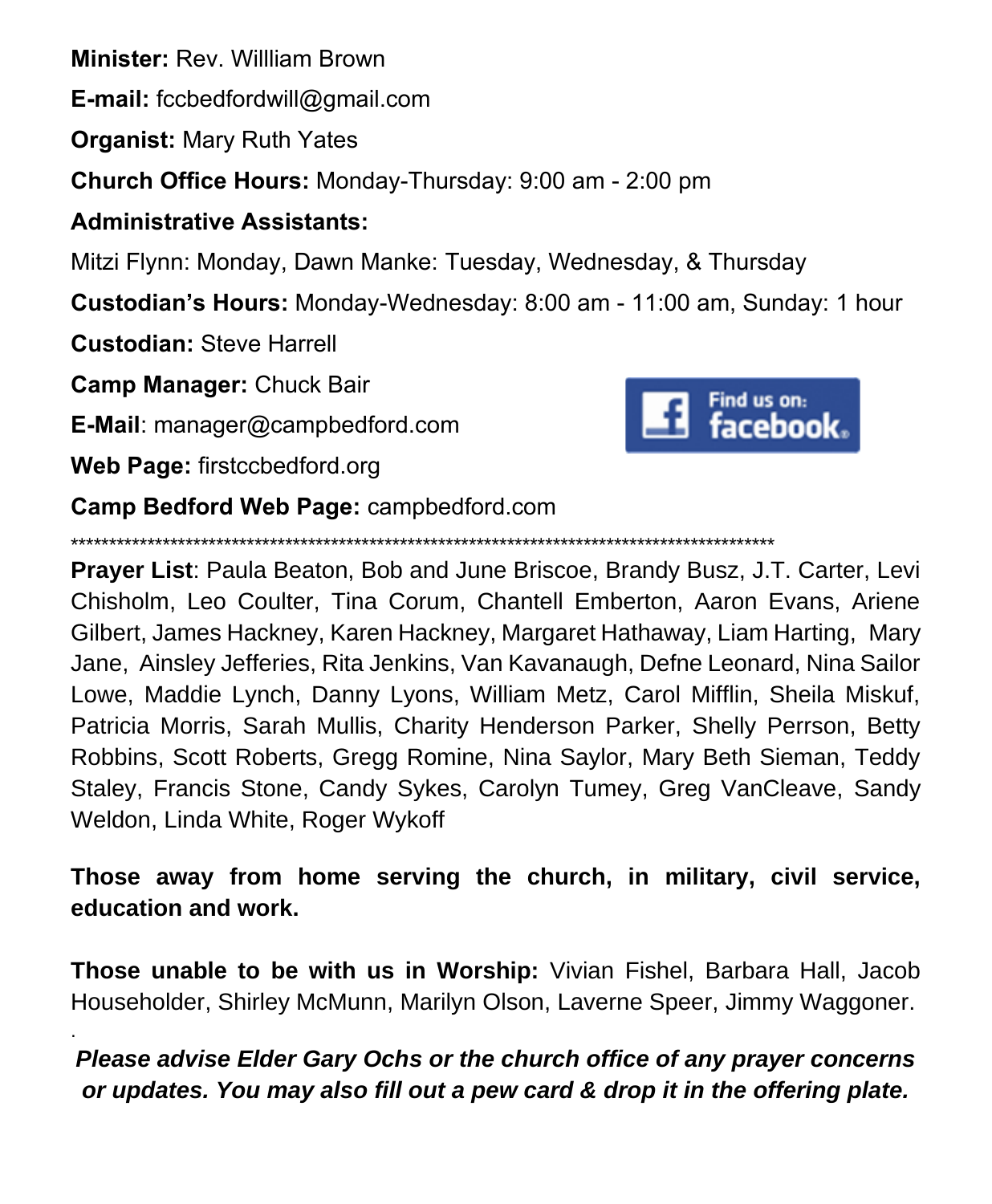**Minister:** Rev. Willliam Brown

**E-mail:** fccbedfordwill@gmail.com

**Organist:** Mary Ruth Yates

**Church Office Hours:** Monday-Thursday: 9:00 am - 2:00 pm

**Administrative Assistants:**

Mitzi Flynn: Monday, Dawn Manke: Tuesday, Wednesday, & Thursday

**Custodian's Hours:** Monday-Wednesday: 8:00 am - 11:00 am, Sunday: 1 hour

**Custodian:** Steve Harrell

**Camp Manager:** Chuck Bair

**E-Mail**: manager@campbedford.com

Find us on: facebook.

**Web Page:** firstccbedford.org

**Camp Bedford Web Page:** campbedford.com

**************************************************************************************************

**Prayer List**: Paula Beaton, Bob and June Briscoe, Brandy Busz, J.T. Carter, Levi Chisholm, Leo Coulter, Tina Corum, Chantell Emberton, Aaron Evans, Ariene Gilbert, James Hackney, Karen Hackney, Margaret Hathaway, Liam Harting, Mary Jane, Ainsley Jefferies, Rita Jenkins, Van Kavanaugh, Defne Leonard, Nina Sailor Lowe, Maddie Lynch, Danny Lyons, William Metz, Carol Mifflin, Sheila Miskuf, Patricia Morris, Sarah Mullis, Charity Henderson Parker, Shelly Perrson, Betty Robbins, Scott Roberts, Gregg Romine, Nina Saylor, Mary Beth Sieman, Teddy Staley, Francis Stone, Candy Sykes, Carolyn Tumey, Greg VanCleave, Sandy Weldon, Linda White, Roger Wykoff

**Those away from home serving the church, in military, civil service, education and work.**

**Those unable to be with us in Worship:** Vivian Fishel, Barbara Hall, Jacob Householder, Shirley McMunn, Marilyn Olson, Laverne Speer, Jimmy Waggoner.

***Please advise Elder Gary Ochs or the church office of any prayer concerns or updates. You may also fill out a pew card & drop it in the offering plate.***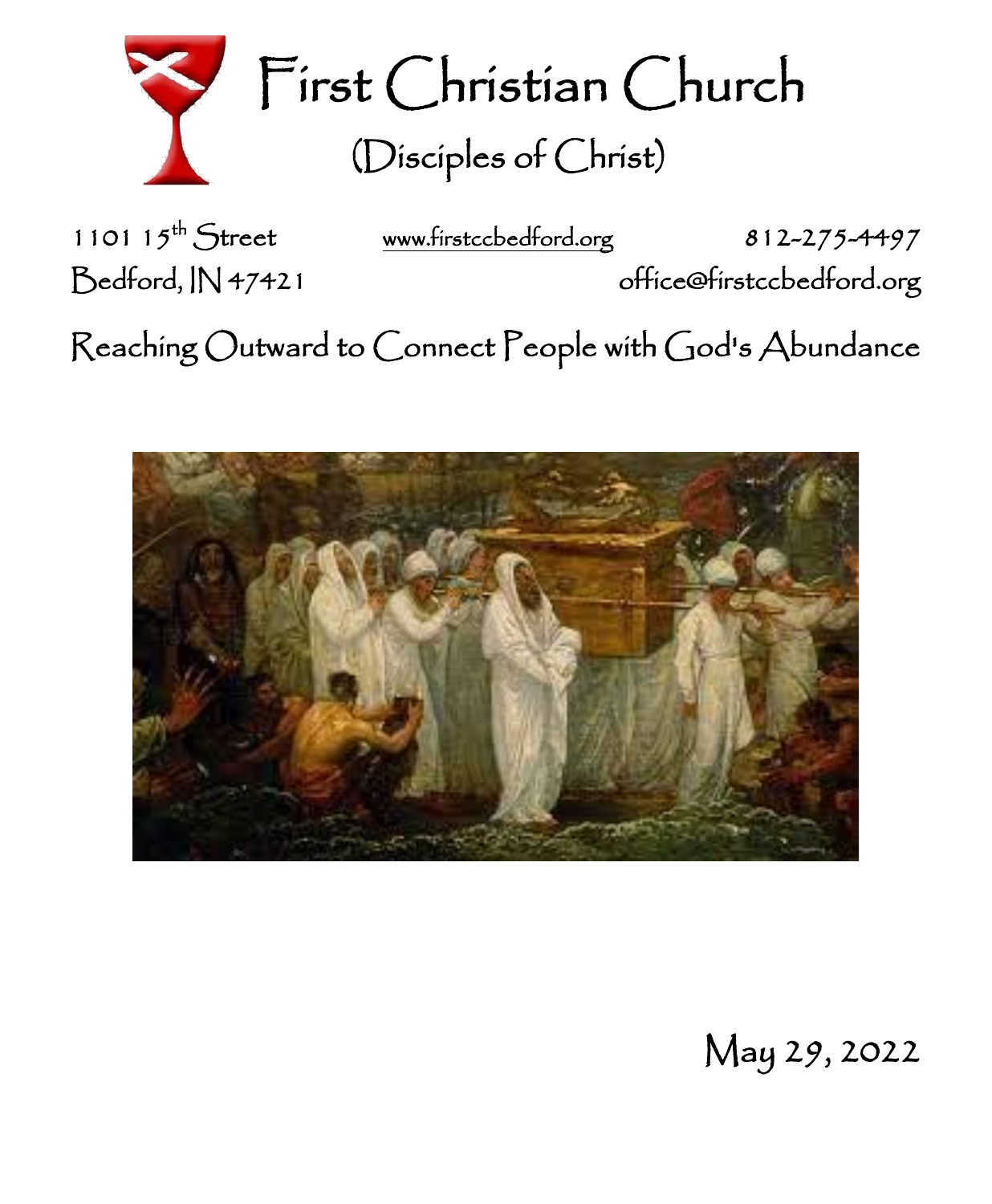# First Christian Church

## (Disciples of Christ)

1101 15th Street | www.firstccbedford.org | 812-275-4497

Bedford, IN 47421 | office@firstccbedford.org

Reaching Outward to Connect People with God's Abundance

May 29, 2022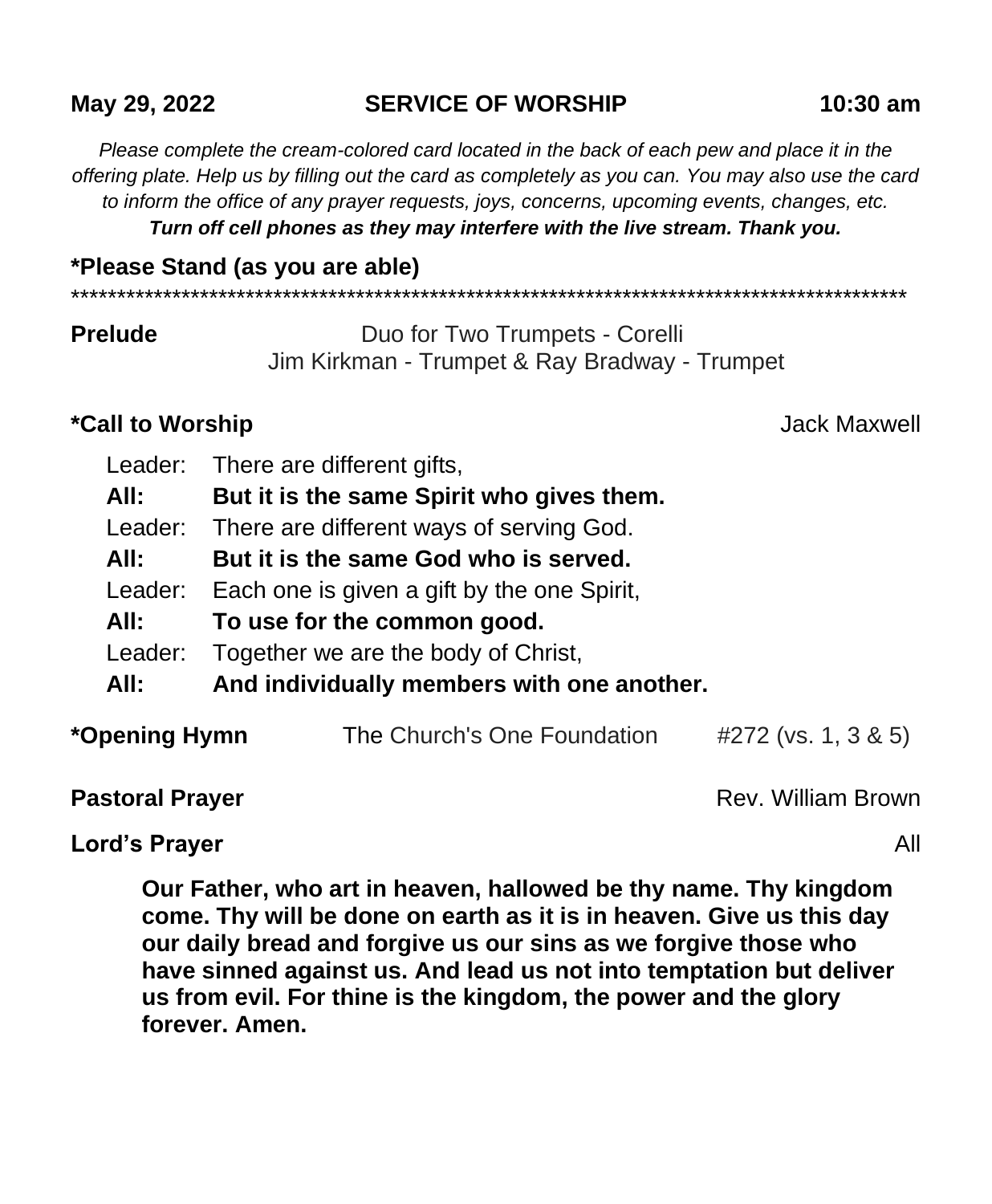**May 29, 2022 — SERVICE OF WORSHIP — 10:30 am**

*Please complete the cream-colored card located in the back of each pew and place it in the offering plate. Help us by filling out the card as completely as you can. You may also use the card to inform the office of any prayer requests, joys, concerns, upcoming events, changes, etc.*
***Turn off cell phones as they may interfere with the live stream. Thank you.***

**\*Please Stand (as you are able)**

*******************************************************************************************

**Prelude** — Duo for Two Trumpets - Corelli
Jim Kirkman - Trumpet & Ray Bradway - Trumpet

**\*Call to Worship** — Jack Maxwell

Leader: There are different gifts,
**All: But it is the same Spirit who gives them.**
Leader: There are different ways of serving God.
**All: But it is the same God who is served.**
Leader: Each one is given a gift by the one Spirit,
**All: To use for the common good.**
Leader: Together we are the body of Christ,
**All: And individually members with one another.**

**\*Opening Hymn** — The Church's One Foundation — #272 (vs. 1, 3 & 5)

**Pastoral Prayer** — Rev. William Brown

**Lord's Prayer** — All

**Our Father, who art in heaven, hallowed be thy name. Thy kingdom come. Thy will be done on earth as it is in heaven. Give us this day our daily bread and forgive us our sins as we forgive those who have sinned against us. And lead us not into temptation but deliver us from evil. For thine is the kingdom, the power and the glory forever. Amen.**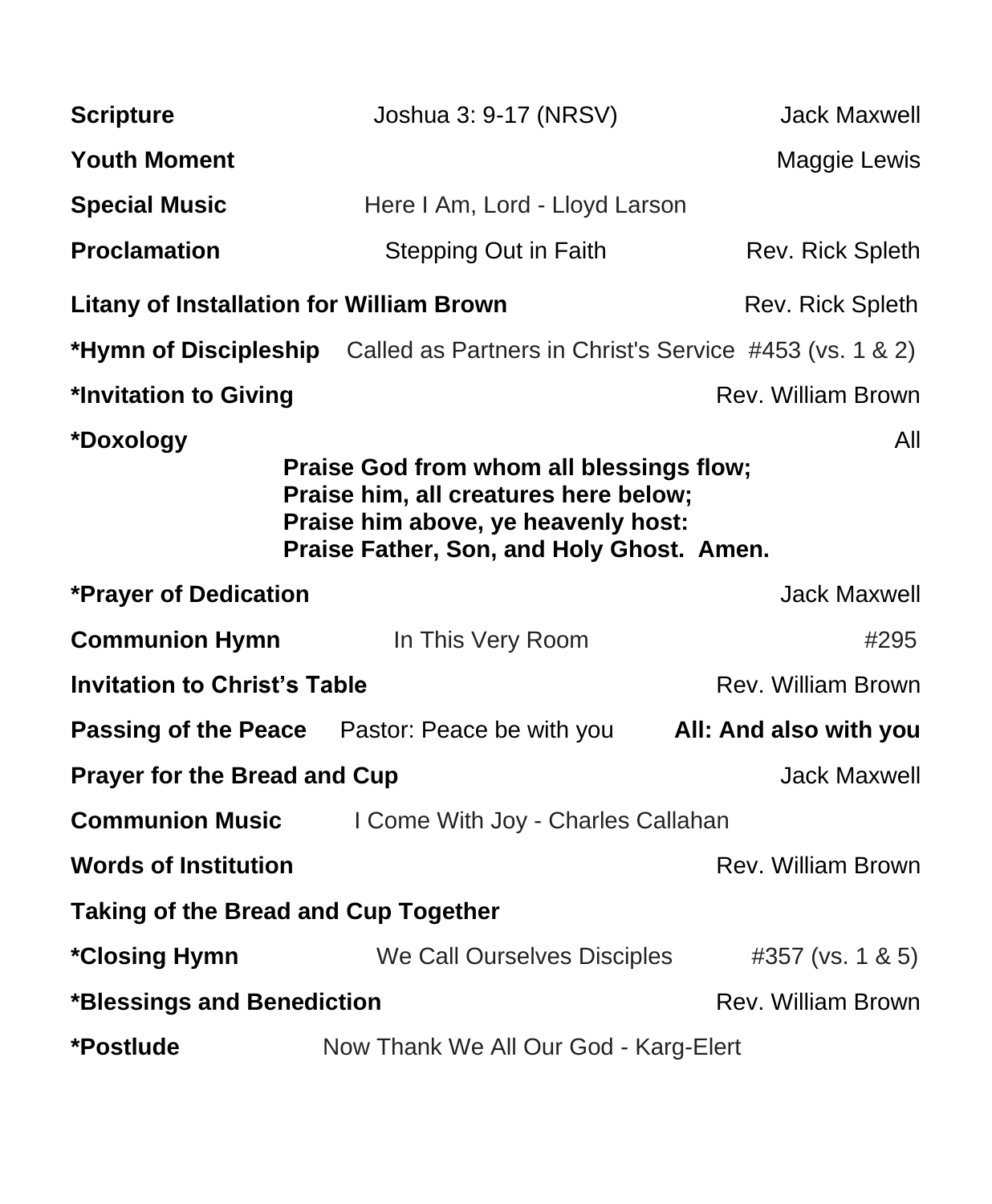**Scripture** Joshua 3: 9-17 (NRSV) Jack Maxwell

**Youth Moment** Maggie Lewis

**Special Music** Here I Am, Lord - Lloyd Larson

**Proclamation** Stepping Out in Faith Rev. Rick Spleth

**Litany of Installation for William Brown** Rev. Rick Spleth

***Hymn of Discipleship** Called as Partners in Christ's Service #453 (vs. 1 & 2)

***Invitation to Giving** Rev. William Brown

***Doxology** All

**Praise God from whom all blessings flow;**
**Praise him, all creatures here below;**
**Praise him above, ye heavenly host:**
**Praise Father, Son, and Holy Ghost. Amen.**

***Prayer of Dedication** Jack Maxwell

**Communion Hymn** In This Very Room #295

**Invitation to Christ's Table** Rev. William Brown

**Passing of the Peace** Pastor: Peace be with you **All: And also with you**

**Prayer for the Bread and Cup** Jack Maxwell

**Communion Music** I Come With Joy - Charles Callahan

**Words of Institution** Rev. William Brown

**Taking of the Bread and Cup Together**

***Closing Hymn** We Call Ourselves Disciples #357 (vs. 1 & 5)

***Blessings and Benediction** Rev. William Brown

***Postlude** Now Thank We All Our God - Karg-Elert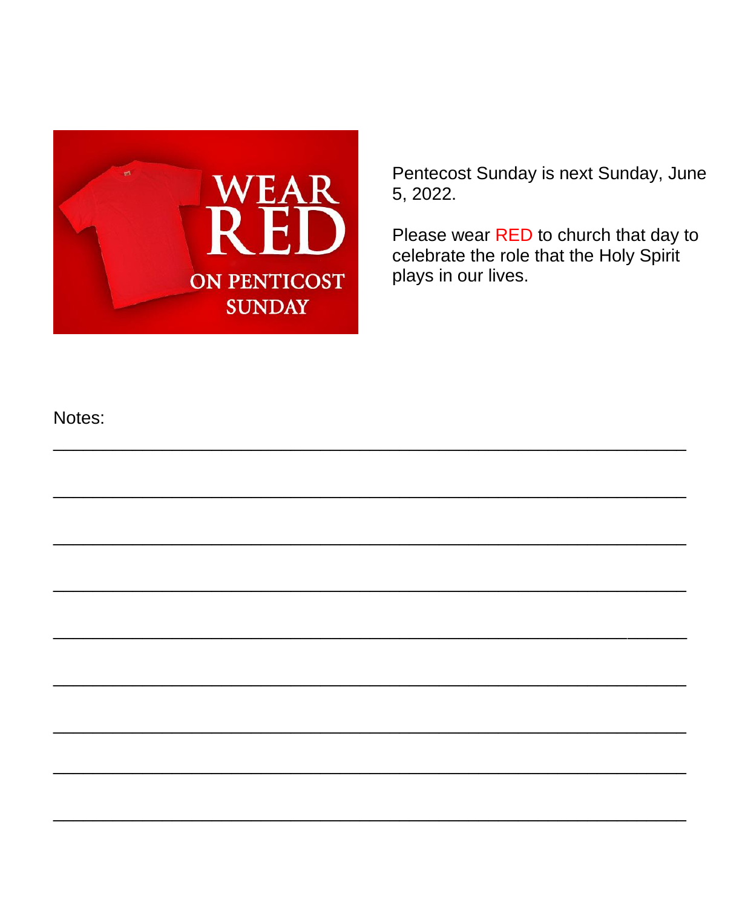WEAR RED ON PENTICOST SUNDAY

Pentecost Sunday is next Sunday, June 5, 2022.

Please wear RED to church that day to celebrate the role that the Holy Spirit plays in our lives.

Notes:

_______________________________________________________________

_______________________________________________________________

_______________________________________________________________

_______________________________________________________________

_______________________________________________________________

_______________________________________________________________

_______________________________________________________________

_______________________________________________________________

_______________________________________________________________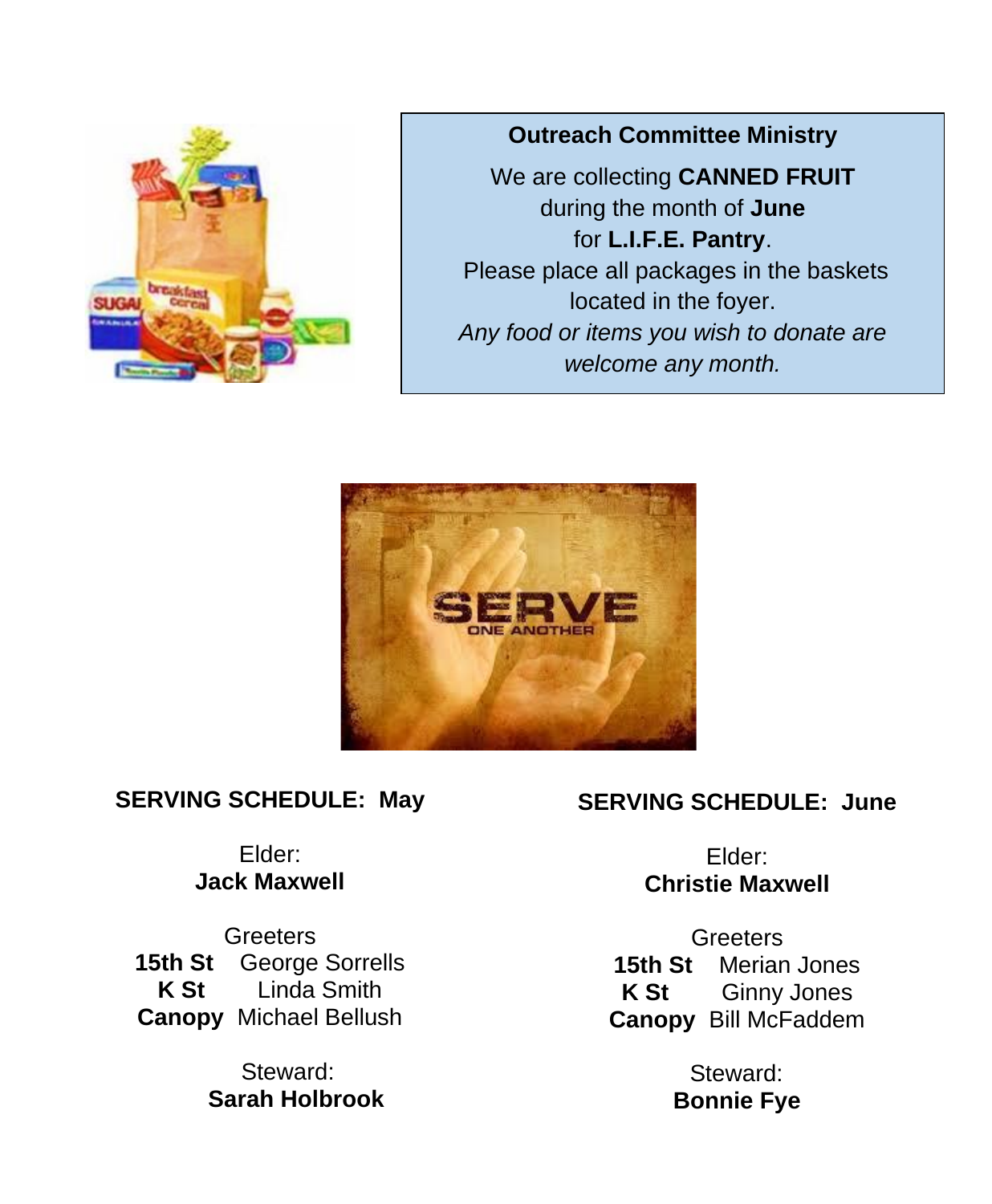**Outreach Committee Ministry**

We are collecting **CANNED FRUIT** during the month of **June** for **L.I.F.E. Pantry**.
Please place all packages in the baskets located in the foyer.
*Any food or items you wish to donate are welcome any month.*

**SERVING SCHEDULE: May**

Elder:
**Jack Maxwell**

Greeters
**15th St** George Sorrells
**K St** Linda Smith
**Canopy** Michael Bellush

Steward:
**Sarah Holbrook**

**SERVING SCHEDULE: June**

Elder:
**Christie Maxwell**

Greeters
**15th St** Merian Jones
**K St** Ginny Jones
**Canopy** Bill McFaddem

Steward:
**Bonnie Fye**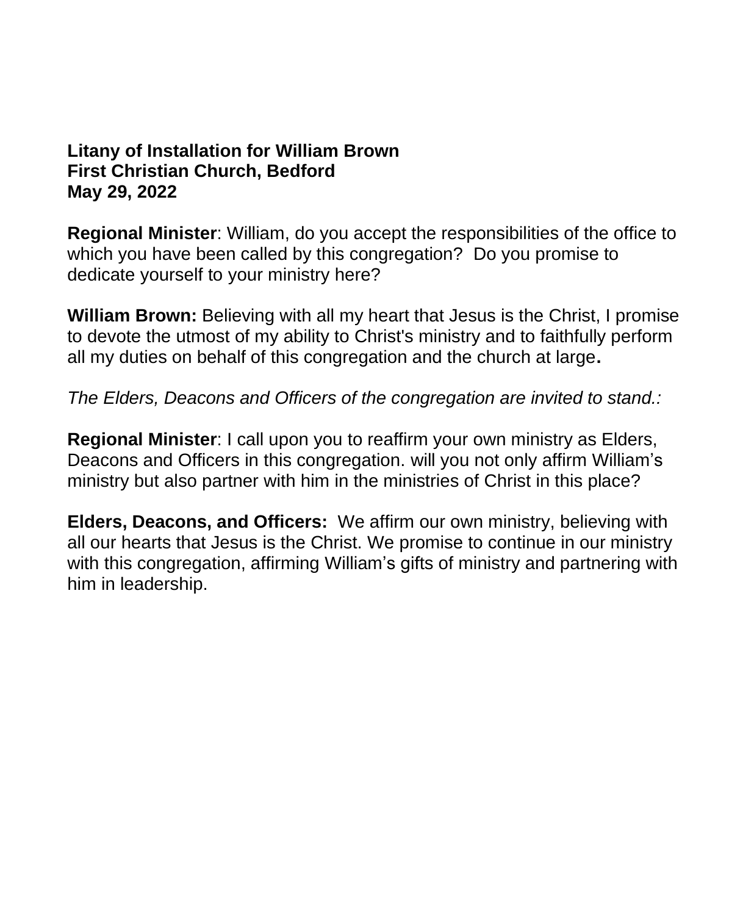**Litany of Installation for William Brown**
**First Christian Church, Bedford**
**May 29, 2022**

**Regional Minister**: William, do you accept the responsibilities of the office to which you have been called by this congregation? Do you promise to dedicate yourself to your ministry here?

**William Brown:** Believing with all my heart that Jesus is the Christ, I promise to devote the utmost of my ability to Christ's ministry and to faithfully perform all my duties on behalf of this congregation and the church at large**.**

*The Elders, Deacons and Officers of the congregation are invited to stand.:*

**Regional Minister**: I call upon you to reaffirm your own ministry as Elders, Deacons and Officers in this congregation. will you not only affirm William's ministry but also partner with him in the ministries of Christ in this place?

**Elders, Deacons, and Officers:** We affirm our own ministry, believing with all our hearts that Jesus is the Christ. We promise to continue in our ministry with this congregation, affirming William's gifts of ministry and partnering with him in leadership.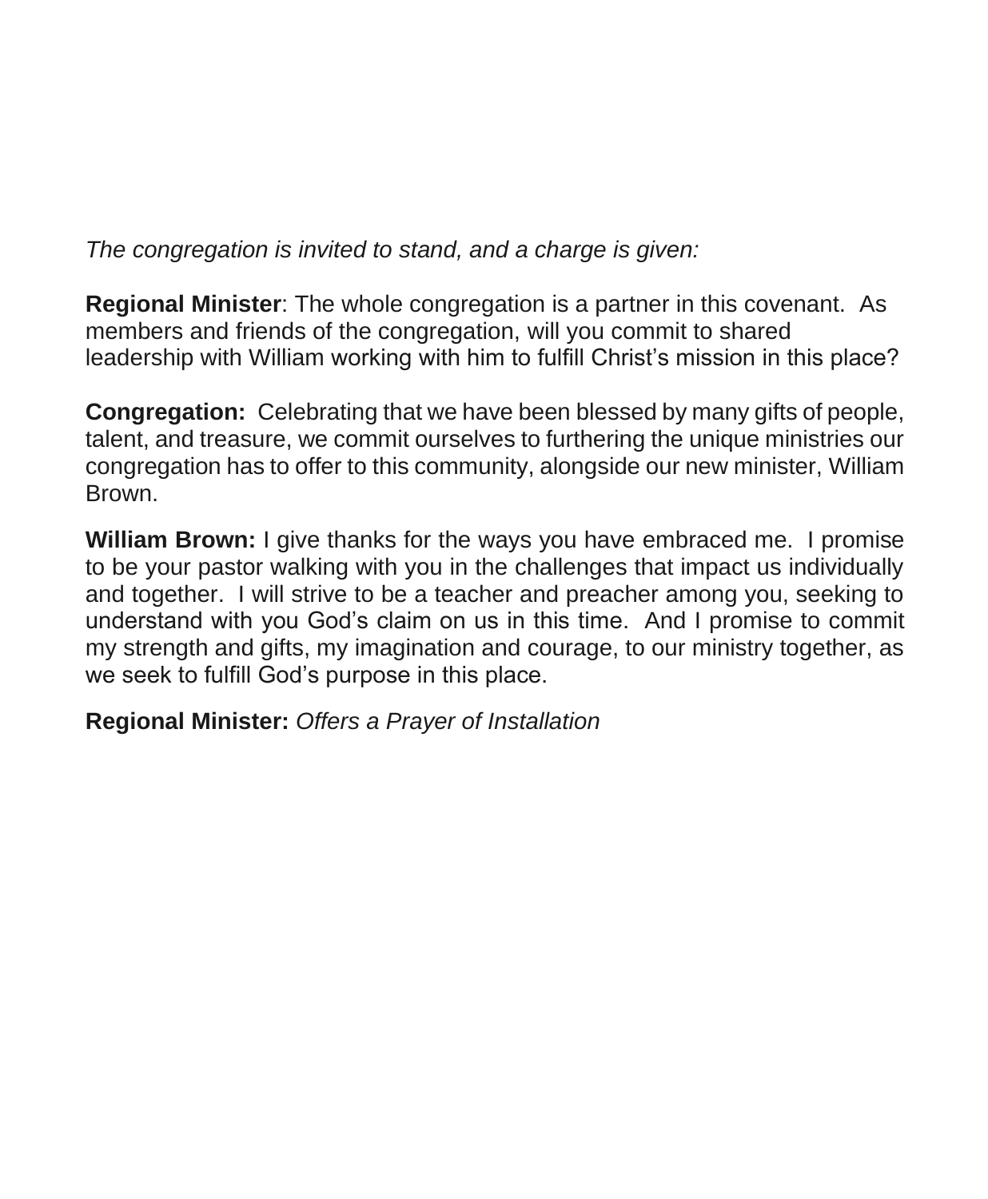*The congregation is invited to stand, and a charge is given:*

**Regional Minister**: The whole congregation is a partner in this covenant. As members and friends of the congregation, will you commit to shared leadership with William working with him to fulfill Christ's mission in this place?

**Congregation:** Celebrating that we have been blessed by many gifts of people, talent, and treasure, we commit ourselves to furthering the unique ministries our congregation has to offer to this community, alongside our new minister, William Brown.

**William Brown:** I give thanks for the ways you have embraced me. I promise to be your pastor walking with you in the challenges that impact us individually and together. I will strive to be a teacher and preacher among you, seeking to understand with you God's claim on us in this time. And I promise to commit my strength and gifts, my imagination and courage, to our ministry together, as we seek to fulfill God's purpose in this place.

**Regional Minister:** *Offers a Prayer of Installation*